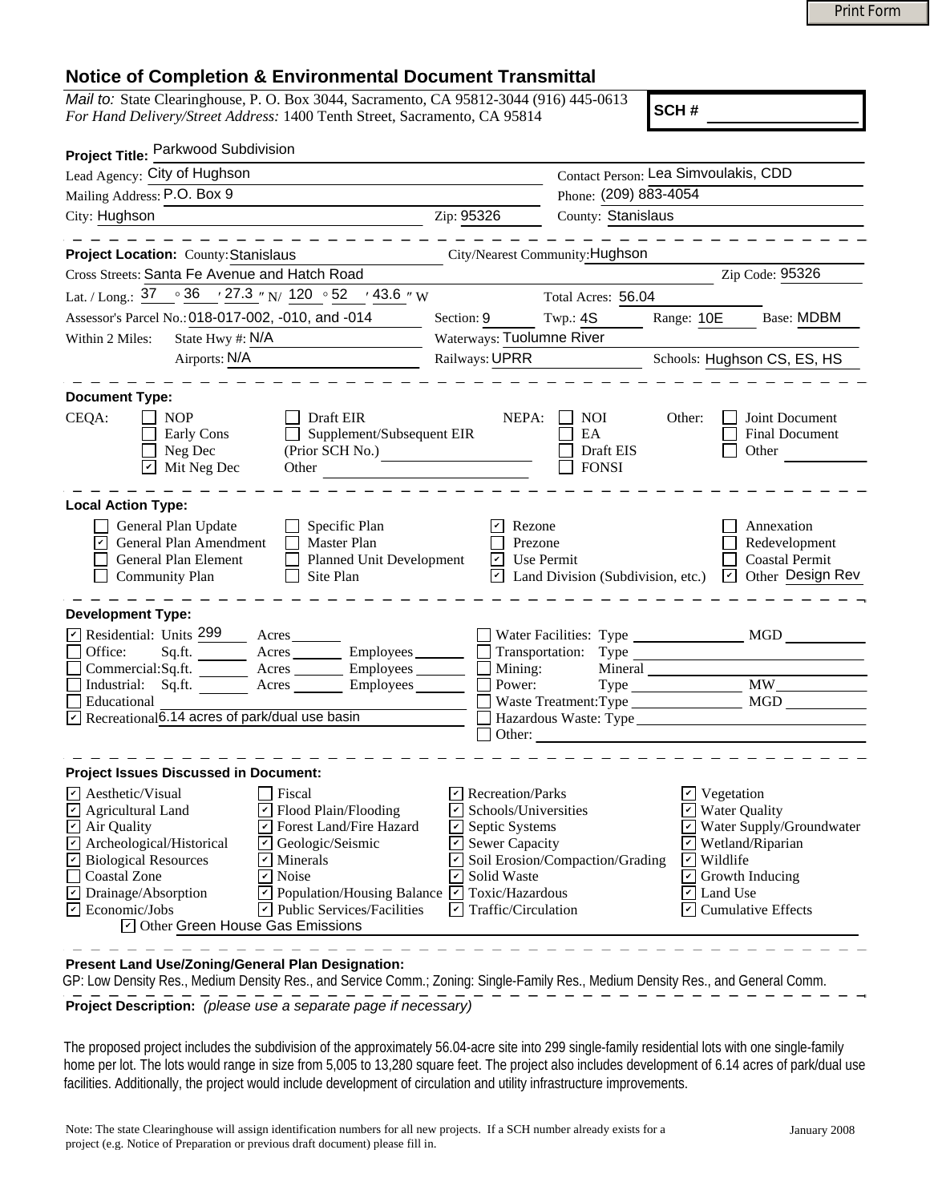# Notice of Completion & Environmental Document Transmittal

*Mail to:* State Clearinghouse, P. O. Box 3044, Sacramento, CA 95812-3044 (916) 445-0613
*For Hand Delivery/Street Address:* 1400 Tenth Street, Sacramento, CA 95814

**SCH #** ____________

**Project Title:** Parkwood Subdivision

Lead Agency: City of Hughson
Contact Person: Lea Simvoulakis, CDD
Mailing Address: P.O. Box 9
Phone: (209) 883-4054
City: Hughson
Zip: 95326
County: Stanislaus

---

**Project Location:** County: Stanislaus
City/Nearest Community: Hughson
Cross Streets: Santa Fe Avenue and Hatch Road
Zip Code: 95326
Lat. / Long.: 37 ° 36 ′ 27.3 ″ N / 120 ° 52 ′ 43.6 ″ W
Total Acres: 56.04
Assessor's Parcel No.: 018-017-002, -010, and -014
Section: 9
Twp.: 4S
Range: 10E
Base: MDBM
Within 2 Miles: State Hwy #: N/A
Waterways: Tuolumne River
Airports: N/A
Railways: UPRR
Schools: Hughson CS, ES, HS

---

**Document Type:**

CEQA:
- [ ] NOP
- [ ] Early Cons
- [ ] Neg Dec
- [x] Mit Neg Dec
- [ ] Draft EIR
- [ ] Supplement/Subsequent EIR (Prior SCH No.) ____________
- Other ____________

NEPA:
- [ ] NOI
- [ ] EA
- [ ] Draft EIS
- [ ] FONSI

Other:
- [ ] Joint Document
- [ ] Final Document
- [ ] Other ____________

---

**Local Action Type:**

- [ ] General Plan Update
- [x] General Plan Amendment
- [ ] General Plan Element
- [ ] Community Plan
- [ ] Specific Plan
- [ ] Master Plan
- [ ] Planned Unit Development
- [ ] Site Plan
- [x] Rezone
- [ ] Prezone
- [x] Use Permit
- [x] Land Division (Subdivision, etc.)
- [ ] Annexation
- [ ] Redevelopment
- [ ] Coastal Permit
- [x] Other Design Rev

---

**Development Type:**

- [x] Residential: Units 299 Acres ______
- [ ] Office: Sq.ft. ______ Acres ______ Employees ______
- [ ] Commercial: Sq.ft. ______ Acres ______ Employees ______
- [ ] Industrial: Sq.ft. ______ Acres ______ Employees ______
- [ ] Educational
- [x] Recreational 6.14 acres of park/dual use basin
- [ ] Water Facilities: Type ______ MGD ______
- [ ] Transportation: Type ______
- [ ] Mining: Mineral ______
- [ ] Power: Type ______ MW ______
- [ ] Waste Treatment: Type ______ MGD ______
- [ ] Hazardous Waste: Type ______
- [ ] Other: ______

---

**Project Issues Discussed in Document:**

- [x] Aesthetic/Visual
- [x] Agricultural Land
- [x] Air Quality
- [x] Archeological/Historical
- [x] Biological Resources
- [ ] Coastal Zone
- [x] Drainage/Absorption
- [x] Economic/Jobs
- [ ] Fiscal
- [x] Flood Plain/Flooding
- [x] Forest Land/Fire Hazard
- [x] Geologic/Seismic
- [x] Minerals
- [x] Noise
- [x] Population/Housing Balance
- [x] Public Services/Facilities
- [x] Recreation/Parks
- [x] Schools/Universities
- [x] Septic Systems
- [x] Sewer Capacity
- [x] Soil Erosion/Compaction/Grading
- [x] Solid Waste
- [x] Toxic/Hazardous
- [x] Traffic/Circulation
- [x] Vegetation
- [x] Water Quality
- [x] Water Supply/Groundwater
- [x] Wetland/Riparian
- [x] Wildlife
- [x] Growth Inducing
- [x] Land Use
- [x] Cumulative Effects
- [x] Other Green House Gas Emissions

---

**Present Land Use/Zoning/General Plan Designation:**

GP: Low Density Res., Medium Density Res., and Service Comm.; Zoning: Single-Family Res., Medium Density Res., and General Comm.

---

**Project Description:** *(please use a separate page if necessary)*

The proposed project includes the subdivision of the approximately 56.04-acre site into 299 single-family residential lots with one single-family home per lot. The lots would range in size from 5,005 to 13,280 square feet. The project also includes development of 6.14 acres of park/dual use facilities. Additionally, the project would include development of circulation and utility infrastructure improvements.

Note: The state Clearinghouse will assign identification numbers for all new projects. If a SCH number already exists for a project (e.g. Notice of Preparation or previous draft document) please fill in.

January 2008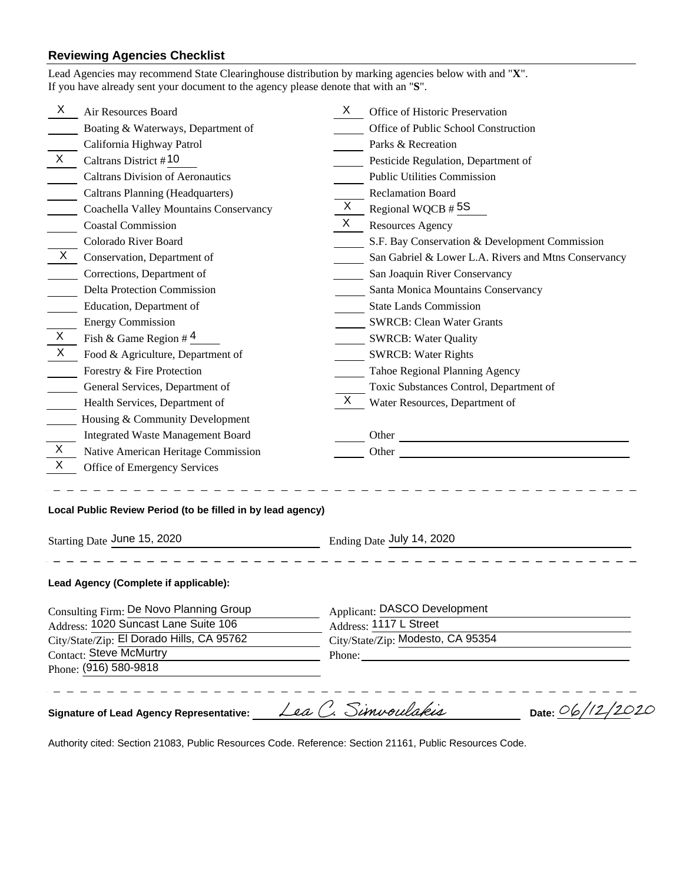## Reviewing Agencies Checklist

Lead Agencies may recommend State Clearinghouse distribution by marking agencies below with and "**X**".
If you have already sent your document to the agency please denote that with an "**S**".

| | | | |
|---|---|---|---|
| X | Air Resources Board | X | Office of Historic Preservation |
| | Boating & Waterways, Department of | | Office of Public School Construction |
| | California Highway Patrol | | Parks & Recreation |
| X | Caltrans District # 10 | | Pesticide Regulation, Department of |
| | Caltrans Division of Aeronautics | | Public Utilities Commission |
| | Caltrans Planning (Headquarters) | | Reclamation Board |
| | Coachella Valley Mountains Conservancy | X | Regional WQCB # 5S |
| | Coastal Commission | X | Resources Agency |
| | Colorado River Board | | S.F. Bay Conservation & Development Commission |
| X | Conservation, Department of | | San Gabriel & Lower L.A. Rivers and Mtns Conservancy |
| | Corrections, Department of | | San Joaquin River Conservancy |
| | Delta Protection Commission | | Santa Monica Mountains Conservancy |
| | Education, Department of | | State Lands Commission |
| | Energy Commission | | SWRCB: Clean Water Grants |
| X | Fish & Game Region # 4 | | SWRCB: Water Quality |
| X | Food & Agriculture, Department of | | SWRCB: Water Rights |
| | Forestry & Fire Protection | | Tahoe Regional Planning Agency |
| | General Services, Department of | | Toxic Substances Control, Department of |
| | Health Services, Department of | X | Water Resources, Department of |
| | Housing & Community Development | | |
| | Integrated Waste Management Board | | Other |
| X | Native American Heritage Commission | | Other |
| X | Office of Emergency Services | | |

**Local Public Review Period (to be filled in by lead agency)**

Starting Date June 15, 2020 Ending Date July 14, 2020

**Lead Agency (Complete if applicable):**

Consulting Firm: De Novo Planning Group
Address: 1020 Suncast Lane Suite 106
City/State/Zip: El Dorado Hills, CA 95762
Contact: Steve McMurtry
Phone: (916) 580-9818

Applicant: DASCO Development
Address: 1117 L Street
City/State/Zip: Modesto, CA 95354
Phone:

**Signature of Lead Agency Representative:** Lea C. Simvoulakis **Date:** 06/12/2020

Authority cited: Section 21083, Public Resources Code. Reference: Section 21161, Public Resources Code.